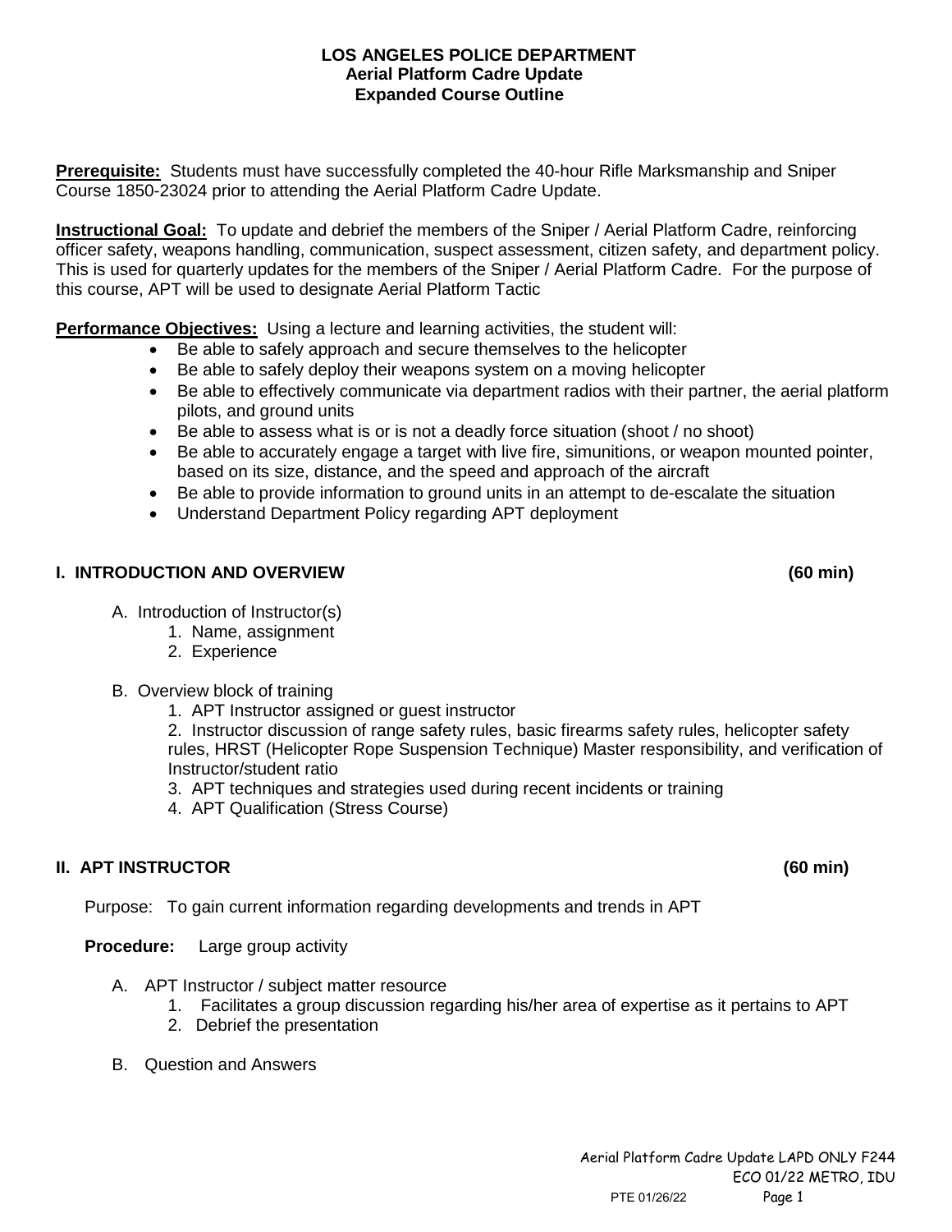# LOS ANGELES POLICE DEPARTMENT
## Aerial Platform Cadre Update
## Expanded Course Outline

**Prerequisite:** Students must have successfully completed the 40-hour Rifle Marksmanship and Sniper Course 1850-23024 prior to attending the Aerial Platform Cadre Update.

**Instructional Goal:** To update and debrief the members of the Sniper / Aerial Platform Cadre, reinforcing officer safety, weapons handling, communication, suspect assessment, citizen safety, and department policy. This is used for quarterly updates for the members of the Sniper / Aerial Platform Cadre. For the purpose of this course, APT will be used to designate Aerial Platform Tactic

**Performance Objectives:** Using a lecture and learning activities, the student will:

- Be able to safely approach and secure themselves to the helicopter
- Be able to safely deploy their weapons system on a moving helicopter
- Be able to effectively communicate via department radios with their partner, the aerial platform pilots, and ground units
- Be able to assess what is or is not a deadly force situation (shoot / no shoot)
- Be able to accurately engage a target with live fire, simunitions, or weapon mounted pointer, based on its size, distance, and the speed and approach of the aircraft
- Be able to provide information to ground units in an attempt to de-escalate the situation
- Understand Department Policy regarding APT deployment

### I. INTRODUCTION AND OVERVIEW (60 min)

A. Introduction of Instructor(s)
   1. Name, assignment
   2. Experience

B. Overview block of training
   1. APT Instructor assigned or guest instructor
   2. Instructor discussion of range safety rules, basic firearms safety rules, helicopter safety rules, HRST (Helicopter Rope Suspension Technique) Master responsibility, and verification of Instructor/student ratio
   3. APT techniques and strategies used during recent incidents or training
   4. APT Qualification (Stress Course)

### II. APT INSTRUCTOR (60 min)

Purpose: To gain current information regarding developments and trends in APT

**Procedure:** Large group activity

A. APT Instructor / subject matter resource
   1. Facilitates a group discussion regarding his/her area of expertise as it pertains to APT
   2. Debrief the presentation

B. Question and Answers

Aerial Platform Cadre Update LAPD ONLY F244
ECO 01/22 METRO, IDU
PTE 01/26/22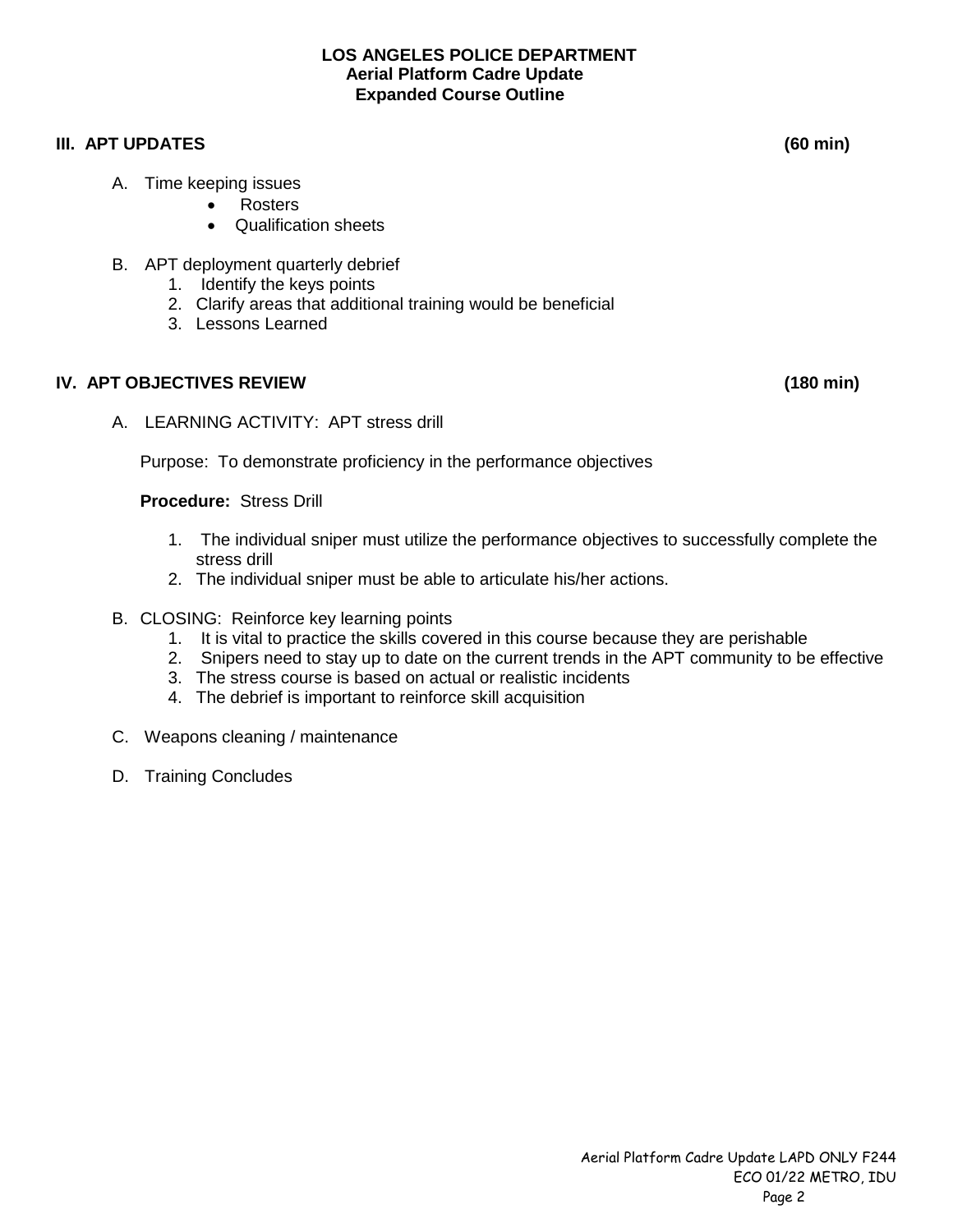**LOS ANGELES POLICE DEPARTMENT**
**Aerial Platform Cadre Update**
**Expanded Course Outline**

## III. APT UPDATES (60 min)

A. Time keeping issues
   - Rosters
   - Qualification sheets

B. APT deployment quarterly debrief
   1. Identify the keys points
   2. Clarify areas that additional training would be beneficial
   3. Lessons Learned

## IV. APT OBJECTIVES REVIEW (180 min)

A. LEARNING ACTIVITY: APT stress drill

   Purpose: To demonstrate proficiency in the performance objectives

   **Procedure:** Stress Drill

   1. The individual sniper must utilize the performance objectives to successfully complete the stress drill
   2. The individual sniper must be able to articulate his/her actions.

B. CLOSING: Reinforce key learning points
   1. It is vital to practice the skills covered in this course because they are perishable
   2. Snipers need to stay up to date on the current trends in the APT community to be effective
   3. The stress course is based on actual or realistic incidents
   4. The debrief is important to reinforce skill acquisition

C. Weapons cleaning / maintenance

D. Training Concludes